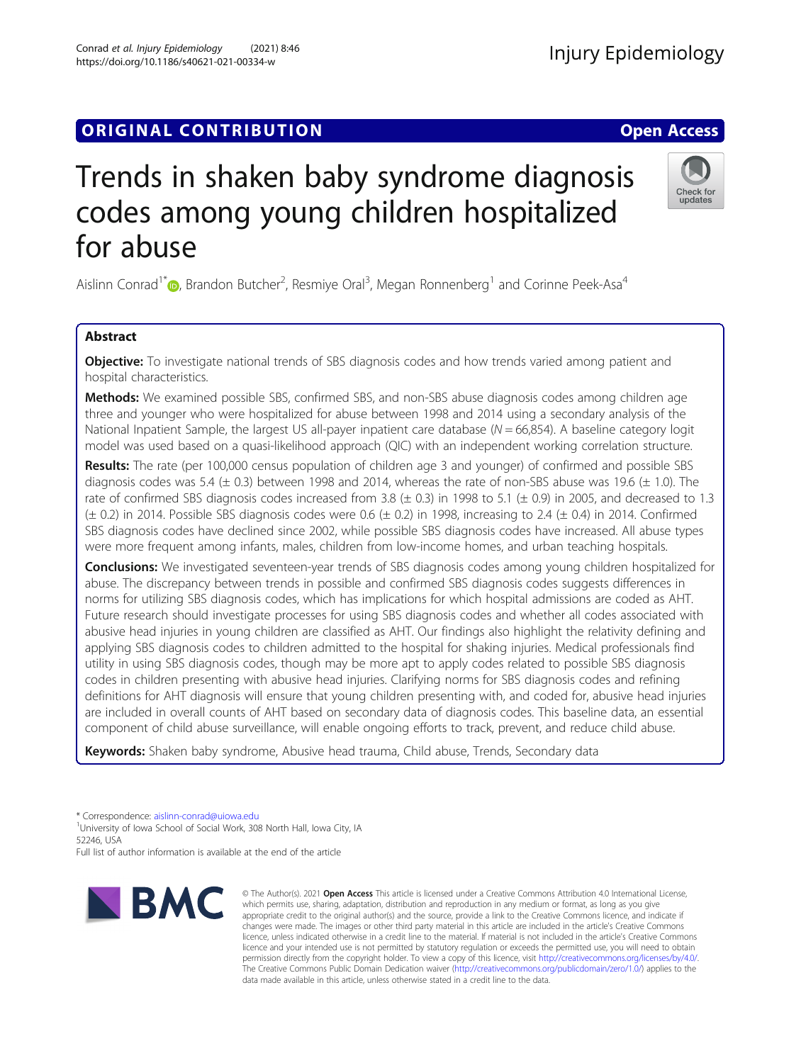ORIGINAL CONTRIBUTION

Open Access

# Trends in shaken baby syndrome diagnosis codes among young children hospitalized for abuse

Aislinn Conrad[1*], Brandon Butcher[2], Resmiye Oral[3], Megan Ronnenberg[1] and Corinne Peek-Asa[4]

## Abstract

**Objective:** To investigate national trends of SBS diagnosis codes and how trends varied among patient and hospital characteristics.

**Methods:** We examined possible SBS, confirmed SBS, and non-SBS abuse diagnosis codes among children age three and younger who were hospitalized for abuse between 1998 and 2014 using a secondary analysis of the National Inpatient Sample, the largest US all-payer inpatient care database ($N = 66,854$). A baseline category logit model was used based on a quasi-likelihood approach (QIC) with an independent working correlation structure.

**Results:** The rate (per 100,000 census population of children age 3 and younger) of confirmed and possible SBS diagnosis codes was 5.4 (± 0.3) between 1998 and 2014, whereas the rate of non-SBS abuse was 19.6 (± 1.0). The rate of confirmed SBS diagnosis codes increased from 3.8 (± 0.3) in 1998 to 5.1 (± 0.9) in 2005, and decreased to 1.3 (± 0.2) in 2014. Possible SBS diagnosis codes were 0.6 (± 0.2) in 1998, increasing to 2.4 (± 0.4) in 2014. Confirmed SBS diagnosis codes have declined since 2002, while possible SBS diagnosis codes have increased. All abuse types were more frequent among infants, males, children from low-income homes, and urban teaching hospitals.

**Conclusions:** We investigated seventeen-year trends of SBS diagnosis codes among young children hospitalized for abuse. The discrepancy between trends in possible and confirmed SBS diagnosis codes suggests differences in norms for utilizing SBS diagnosis codes, which has implications for which hospital admissions are coded as AHT. Future research should investigate processes for using SBS diagnosis codes and whether all codes associated with abusive head injuries in young children are classified as AHT. Our findings also highlight the relativity defining and applying SBS diagnosis codes to children admitted to the hospital for shaking injuries. Medical professionals find utility in using SBS diagnosis codes, though may be more apt to apply codes related to possible SBS diagnosis codes in children presenting with abusive head injuries. Clarifying norms for SBS diagnosis codes and refining definitions for AHT diagnosis will ensure that young children presenting with, and coded for, abusive head injuries are included in overall counts of AHT based on secondary data of diagnosis codes. This baseline data, an essential component of child abuse surveillance, will enable ongoing efforts to track, prevent, and reduce child abuse.

**Keywords:** Shaken baby syndrome, Abusive head trauma, Child abuse, Trends, Secondary data

\* Correspondence: aislinn-conrad@uiowa.edu
[1]University of Iowa School of Social Work, 308 North Hall, Iowa City, IA 52246, USA
Full list of author information is available at the end of the article

© The Author(s). 2021 **Open Access** This article is licensed under a Creative Commons Attribution 4.0 International License, which permits use, sharing, adaptation, distribution and reproduction in any medium or format, as long as you give appropriate credit to the original author(s) and the source, provide a link to the Creative Commons licence, and indicate if changes were made. The images or other third party material in this article are included in the article's Creative Commons licence, unless indicated otherwise in a credit line to the material. If material is not included in the article's Creative Commons licence and your intended use is not permitted by statutory regulation or exceeds the permitted use, you will need to obtain permission directly from the copyright holder. To view a copy of this licence, visit http://creativecommons.org/licenses/by/4.0/. The Creative Commons Public Domain Dedication waiver (http://creativecommons.org/publicdomain/zero/1.0/) applies to the data made available in this article, unless otherwise stated in a credit line to the data.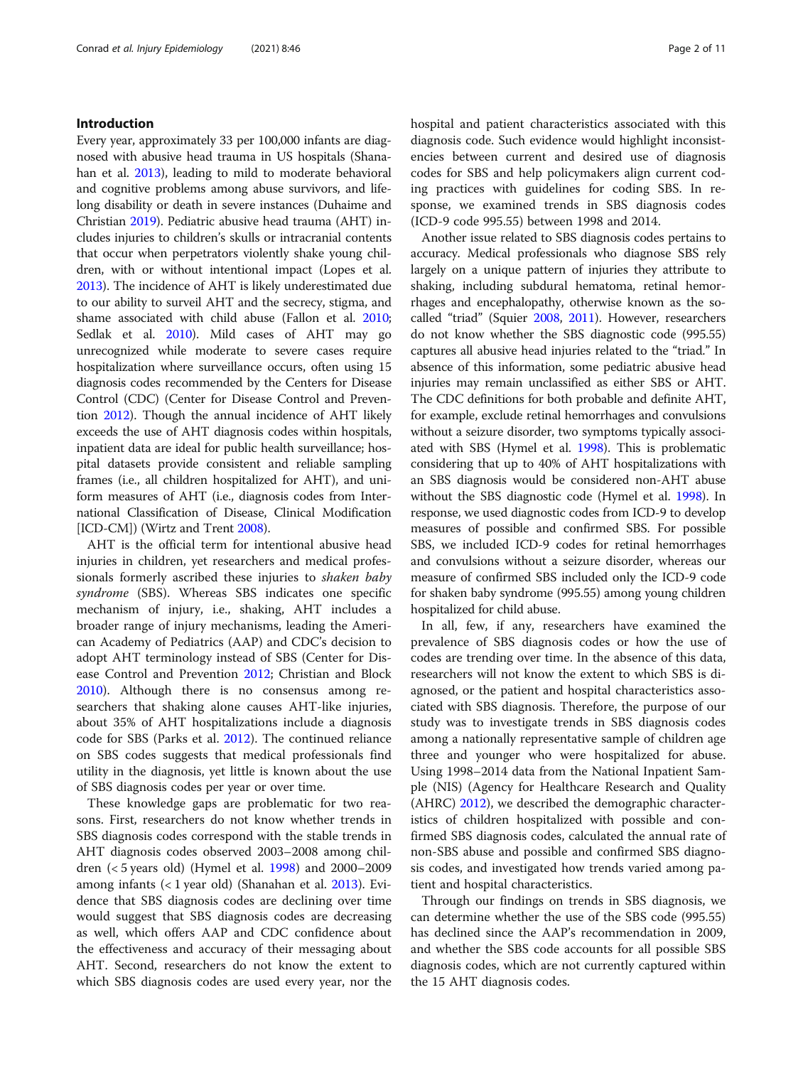## Introduction

Every year, approximately 33 per 100,000 infants are diagnosed with abusive head trauma in US hospitals (Shanahan et al. 2013), leading to mild to moderate behavioral and cognitive problems among abuse survivors, and lifelong disability or death in severe instances (Duhaime and Christian 2019). Pediatric abusive head trauma (AHT) includes injuries to children's skulls or intracranial contents that occur when perpetrators violently shake young children, with or without intentional impact (Lopes et al. 2013). The incidence of AHT is likely underestimated due to our ability to surveil AHT and the secrecy, stigma, and shame associated with child abuse (Fallon et al. 2010; Sedlak et al. 2010). Mild cases of AHT may go unrecognized while moderate to severe cases require hospitalization where surveillance occurs, often using 15 diagnosis codes recommended by the Centers for Disease Control (CDC) (Center for Disease Control and Prevention 2012). Though the annual incidence of AHT likely exceeds the use of AHT diagnosis codes within hospitals, inpatient data are ideal for public health surveillance; hospital datasets provide consistent and reliable sampling frames (i.e., all children hospitalized for AHT), and uniform measures of AHT (i.e., diagnosis codes from International Classification of Disease, Clinical Modification [ICD-CM]) (Wirtz and Trent 2008).

AHT is the official term for intentional abusive head injuries in children, yet researchers and medical professionals formerly ascribed these injuries to *shaken baby syndrome* (SBS). Whereas SBS indicates one specific mechanism of injury, i.e., shaking, AHT includes a broader range of injury mechanisms, leading the American Academy of Pediatrics (AAP) and CDC's decision to adopt AHT terminology instead of SBS (Center for Disease Control and Prevention 2012; Christian and Block 2010). Although there is no consensus among researchers that shaking alone causes AHT-like injuries, about 35% of AHT hospitalizations include a diagnosis code for SBS (Parks et al. 2012). The continued reliance on SBS codes suggests that medical professionals find utility in the diagnosis, yet little is known about the use of SBS diagnosis codes per year or over time.

These knowledge gaps are problematic for two reasons. First, researchers do not know whether trends in SBS diagnosis codes correspond with the stable trends in AHT diagnosis codes observed 2003–2008 among children (< 5 years old) (Hymel et al. 1998) and 2000–2009 among infants (< 1 year old) (Shanahan et al. 2013). Evidence that SBS diagnosis codes are declining over time would suggest that SBS diagnosis codes are decreasing as well, which offers AAP and CDC confidence about the effectiveness and accuracy of their messaging about AHT. Second, researchers do not know the extent to which SBS diagnosis codes are used every year, nor the hospital and patient characteristics associated with this diagnosis code. Such evidence would highlight inconsistencies between current and desired use of diagnosis codes for SBS and help policymakers align current coding practices with guidelines for coding SBS. In response, we examined trends in SBS diagnosis codes (ICD-9 code 995.55) between 1998 and 2014.

Another issue related to SBS diagnosis codes pertains to accuracy. Medical professionals who diagnose SBS rely largely on a unique pattern of injuries they attribute to shaking, including subdural hematoma, retinal hemorrhages and encephalopathy, otherwise known as the so-called "triad" (Squier 2008, 2011). However, researchers do not know whether the SBS diagnostic code (995.55) captures all abusive head injuries related to the "triad." In absence of this information, some pediatric abusive head injuries may remain unclassified as either SBS or AHT. The CDC definitions for both probable and definite AHT, for example, exclude retinal hemorrhages and convulsions without a seizure disorder, two symptoms typically associated with SBS (Hymel et al. 1998). This is problematic considering that up to 40% of AHT hospitalizations with an SBS diagnosis would be considered non-AHT abuse without the SBS diagnostic code (Hymel et al. 1998). In response, we used diagnostic codes from ICD-9 to develop measures of possible and confirmed SBS. For possible SBS, we included ICD-9 codes for retinal hemorrhages and convulsions without a seizure disorder, whereas our measure of confirmed SBS included only the ICD-9 code for shaken baby syndrome (995.55) among young children hospitalized for child abuse.

In all, few, if any, researchers have examined the prevalence of SBS diagnosis codes or how the use of codes are trending over time. In the absence of this data, researchers will not know the extent to which SBS is diagnosed, or the patient and hospital characteristics associated with SBS diagnosis. Therefore, the purpose of our study was to investigate trends in SBS diagnosis codes among a nationally representative sample of children age three and younger who were hospitalized for abuse. Using 1998–2014 data from the National Inpatient Sample (NIS) (Agency for Healthcare Research and Quality (AHRC) 2012), we described the demographic characteristics of children hospitalized with possible and confirmed SBS diagnosis codes, calculated the annual rate of non-SBS abuse and possible and confirmed SBS diagnosis codes, and investigated how trends varied among patient and hospital characteristics.

Through our findings on trends in SBS diagnosis, we can determine whether the use of the SBS code (995.55) has declined since the AAP's recommendation in 2009, and whether the SBS code accounts for all possible SBS diagnosis codes, which are not currently captured within the 15 AHT diagnosis codes.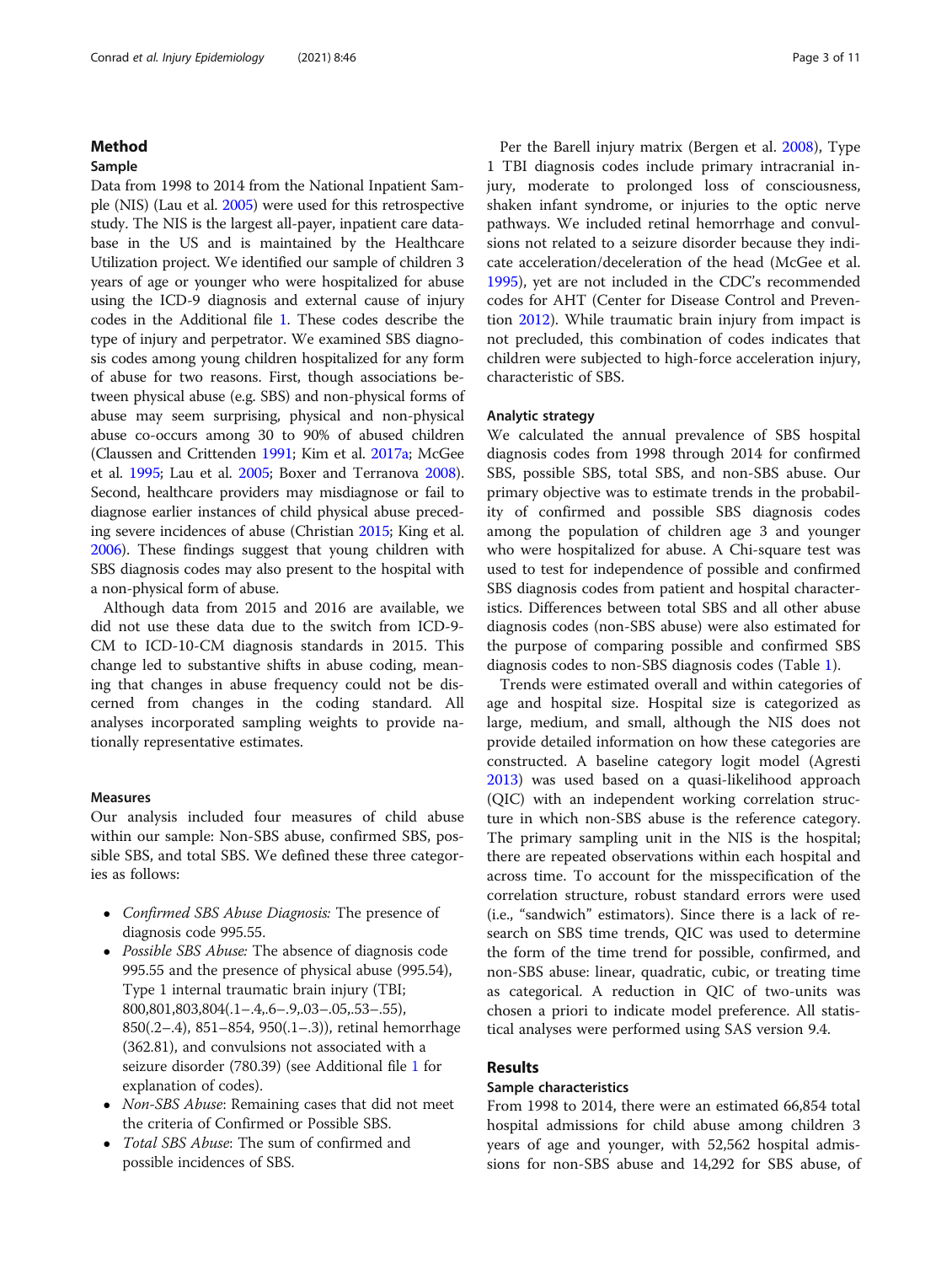## Method

### Sample

Data from 1998 to 2014 from the National Inpatient Sample (NIS) (Lau et al. 2005) were used for this retrospective study. The NIS is the largest all-payer, inpatient care database in the US and is maintained by the Healthcare Utilization project. We identified our sample of children 3 years of age or younger who were hospitalized for abuse using the ICD-9 diagnosis and external cause of injury codes in the Additional file 1. These codes describe the type of injury and perpetrator. We examined SBS diagnosis codes among young children hospitalized for any form of abuse for two reasons. First, though associations between physical abuse (e.g. SBS) and non-physical forms of abuse may seem surprising, physical and non-physical abuse co-occurs among 30 to 90% of abused children (Claussen and Crittenden 1991; Kim et al. 2017a; McGee et al. 1995; Lau et al. 2005; Boxer and Terranova 2008). Second, healthcare providers may misdiagnose or fail to diagnose earlier instances of child physical abuse preceding severe incidences of abuse (Christian 2015; King et al. 2006). These findings suggest that young children with SBS diagnosis codes may also present to the hospital with a non-physical form of abuse.

Although data from 2015 and 2016 are available, we did not use these data due to the switch from ICD-9-CM to ICD-10-CM diagnosis standards in 2015. This change led to substantive shifts in abuse coding, meaning that changes in abuse frequency could not be discerned from changes in the coding standard. All analyses incorporated sampling weights to provide nationally representative estimates.

### Measures

Our analysis included four measures of child abuse within our sample: Non-SBS abuse, confirmed SBS, possible SBS, and total SBS. We defined these three categories as follows:

- *Confirmed SBS Abuse Diagnosis:* The presence of diagnosis code 995.55.
- *Possible SBS Abuse:* The absence of diagnosis code 995.55 and the presence of physical abuse (995.54), Type 1 internal traumatic brain injury (TBI; 800,801,803,804(.1–.4,.6–.9,.03–.05,.53–.55), 850(.2–.4), 851–854, 950(.1–.3)), retinal hemorrhage (362.81), and convulsions not associated with a seizure disorder (780.39) (see Additional file 1 for explanation of codes).
- *Non-SBS Abuse*: Remaining cases that did not meet the criteria of Confirmed or Possible SBS.
- *Total SBS Abuse*: The sum of confirmed and possible incidences of SBS.

Per the Barell injury matrix (Bergen et al. 2008), Type 1 TBI diagnosis codes include primary intracranial injury, moderate to prolonged loss of consciousness, shaken infant syndrome, or injuries to the optic nerve pathways. We included retinal hemorrhage and convulsions not related to a seizure disorder because they indicate acceleration/deceleration of the head (McGee et al. 1995), yet are not included in the CDC's recommended codes for AHT (Center for Disease Control and Prevention 2012). While traumatic brain injury from impact is not precluded, this combination of codes indicates that children were subjected to high-force acceleration injury, characteristic of SBS.

### Analytic strategy

We calculated the annual prevalence of SBS hospital diagnosis codes from 1998 through 2014 for confirmed SBS, possible SBS, total SBS, and non-SBS abuse. Our primary objective was to estimate trends in the probability of confirmed and possible SBS diagnosis codes among the population of children age 3 and younger who were hospitalized for abuse. A Chi-square test was used to test for independence of possible and confirmed SBS diagnosis codes from patient and hospital characteristics. Differences between total SBS and all other abuse diagnosis codes (non-SBS abuse) were also estimated for the purpose of comparing possible and confirmed SBS diagnosis codes to non-SBS diagnosis codes (Table 1).

Trends were estimated overall and within categories of age and hospital size. Hospital size is categorized as large, medium, and small, although the NIS does not provide detailed information on how these categories are constructed. A baseline category logit model (Agresti 2013) was used based on a quasi-likelihood approach (QIC) with an independent working correlation structure in which non-SBS abuse is the reference category. The primary sampling unit in the NIS is the hospital; there are repeated observations within each hospital and across time. To account for the misspecification of the correlation structure, robust standard errors were used (i.e., "sandwich" estimators). Since there is a lack of research on SBS time trends, QIC was used to determine the form of the time trend for possible, confirmed, and non-SBS abuse: linear, quadratic, cubic, or treating time as categorical. A reduction in QIC of two-units was chosen a priori to indicate model preference. All statistical analyses were performed using SAS version 9.4.

## Results

### Sample characteristics

From 1998 to 2014, there were an estimated 66,854 total hospital admissions for child abuse among children 3 years of age and younger, with 52,562 hospital admissions for non-SBS abuse and 14,292 for SBS abuse, of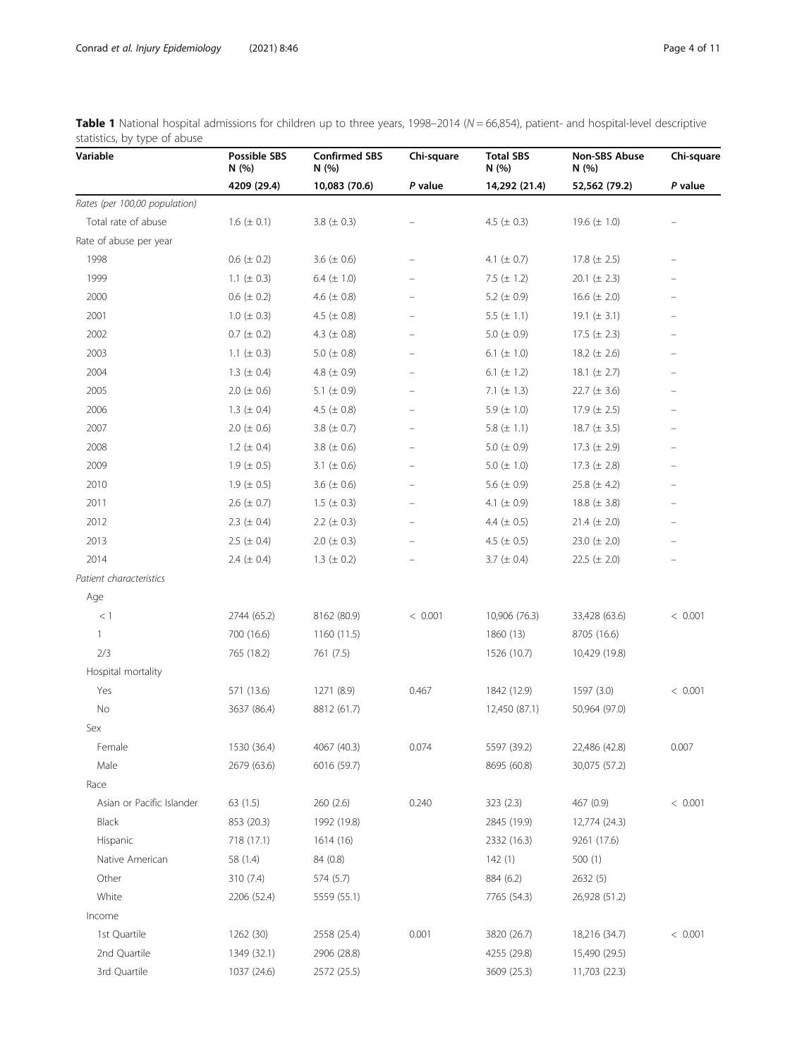**Table 1** National hospital admissions for children up to three years, 1998–2014 ($N = 66{,}854$), patient- and hospital-level descriptive statistics, by type of abuse

| Variable | Possible SBS N (%) | Confirmed SBS N (%) | Chi-square | Total SBS N (%) | Non-SBS Abuse N (%) | Chi-square |
|---|---|---|---|---|---|---|
| | 4209 (29.4) | 10,083 (70.6) | *P* value | 14,292 (21.4) | 52,562 (79.2) | *P* value |
| *Rates (per 100,00 population)* | | | | | | |
| Total rate of abuse | 1.6 (± 0.1) | 3.8 (± 0.3) | – | 4.5 (± 0.3) | 19.6 (± 1.0) | – |
| Rate of abuse per year | | | | | | |
| 1998 | 0.6 (± 0.2) | 3.6 (± 0.6) | – | 4.1 (± 0.7) | 17.8 (± 2.5) | – |
| 1999 | 1.1 (± 0.3) | 6.4 (± 1.0) | – | 7.5 (± 1.2) | 20.1 (± 2.3) | – |
| 2000 | 0.6 (± 0.2) | 4.6 (± 0.8) | – | 5.2 (± 0.9) | 16.6 (± 2.0) | – |
| 2001 | 1.0 (± 0.3) | 4.5 (± 0.8) | – | 5.5 (± 1.1) | 19.1 (± 3.1) | – |
| 2002 | 0.7 (± 0.2) | 4.3 (± 0.8) | – | 5.0 (± 0.9) | 17.5 (± 2.3) | – |
| 2003 | 1.1 (± 0.3) | 5.0 (± 0.8) | – | 6.1 (± 1.0) | 18.2 (± 2.6) | – |
| 2004 | 1.3 (± 0.4) | 4.8 (± 0.9) | – | 6.1 (± 1.2) | 18.1 (± 2.7) | – |
| 2005 | 2.0 (± 0.6) | 5.1 (± 0.9) | – | 7.1 (± 1.3) | 22.7 (± 3.6) | – |
| 2006 | 1.3 (± 0.4) | 4.5 (± 0.8) | – | 5.9 (± 1.0) | 17.9 (± 2.5) | – |
| 2007 | 2.0 (± 0.6) | 3.8 (± 0.7) | – | 5.8 (± 1.1) | 18.7 (± 3.5) | – |
| 2008 | 1.2 (± 0.4) | 3.8 (± 0.6) | – | 5.0 (± 0.9) | 17.3 (± 2.9) | – |
| 2009 | 1.9 (± 0.5) | 3.1 (± 0.6) | – | 5.0 (± 1.0) | 17.3 (± 2.8) | – |
| 2010 | 1.9 (± 0.5) | 3.6 (± 0.6) | – | 5.6 (± 0.9) | 25.8 (± 4.2) | – |
| 2011 | 2.6 (± 0.7) | 1.5 (± 0.3) | – | 4.1 (± 0.9) | 18.8 (± 3.8) | – |
| 2012 | 2.3 (± 0.4) | 2.2 (± 0.3) | – | 4.4 (± 0.5) | 21.4 (± 2.0) | – |
| 2013 | 2.5 (± 0.4) | 2.0 (± 0.3) | – | 4.5 (± 0.5) | 23.0 (± 2.0) | – |
| 2014 | 2.4 (± 0.4) | 1.3 (± 0.2) | – | 3.7 (± 0.4) | 22.5 (± 2.0) | – |
| *Patient characteristics* | | | | | | |
| Age | | | | | | |
| < 1 | 2744 (65.2) | 8162 (80.9) | < 0.001 | 10,906 (76.3) | 33,428 (63.6) | < 0.001 |
| 1 | 700 (16.6) | 1160 (11.5) | | 1860 (13) | 8705 (16.6) | |
| 2/3 | 765 (18.2) | 761 (7.5) | | 1526 (10.7) | 10,429 (19.8) | |
| Hospital mortality | | | | | | |
| Yes | 571 (13.6) | 1271 (8.9) | 0.467 | 1842 (12.9) | 1597 (3.0) | < 0.001 |
| No | 3637 (86.4) | 8812 (61.7) | | 12,450 (87.1) | 50,964 (97.0) | |
| Sex | | | | | | |
| Female | 1530 (36.4) | 4067 (40.3) | 0.074 | 5597 (39.2) | 22,486 (42.8) | 0.007 |
| Male | 2679 (63.6) | 6016 (59.7) | | 8695 (60.8) | 30,075 (57.2) | |
| Race | | | | | | |
| Asian or Pacific Islander | 63 (1.5) | 260 (2.6) | 0.240 | 323 (2.3) | 467 (0.9) | < 0.001 |
| Black | 853 (20.3) | 1992 (19.8) | | 2845 (19.9) | 12,774 (24.3) | |
| Hispanic | 718 (17.1) | 1614 (16) | | 2332 (16.3) | 9261 (17.6) | |
| Native American | 58 (1.4) | 84 (0.8) | | 142 (1) | 500 (1) | |
| Other | 310 (7.4) | 574 (5.7) | | 884 (6.2) | 2632 (5) | |
| White | 2206 (52.4) | 5559 (55.1) | | 7765 (54.3) | 26,928 (51.2) | |
| Income | | | | | | |
| 1st Quartile | 1262 (30) | 2558 (25.4) | 0.001 | 3820 (26.7) | 18,216 (34.7) | < 0.001 |
| 2nd Quartile | 1349 (32.1) | 2906 (28.8) | | 4255 (29.8) | 15,490 (29.5) | |
| 3rd Quartile | 1037 (24.6) | 2572 (25.5) | | 3609 (25.3) | 11,703 (22.3) | |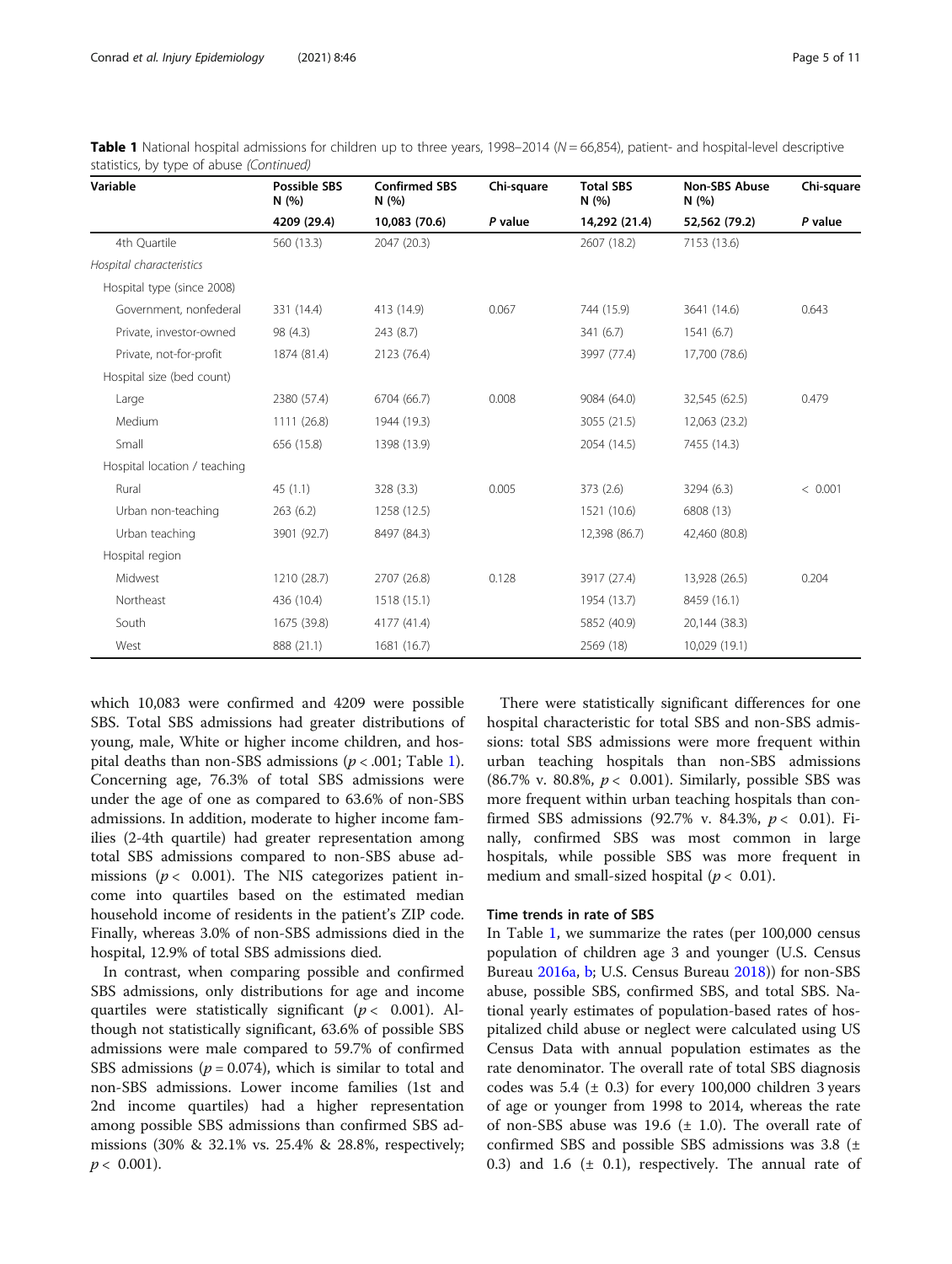**Table 1** National hospital admissions for children up to three years, 1998–2014 (N = 66,854), patient- and hospital-level descriptive statistics, by type of abuse *(Continued)*

| Variable | Possible SBS N (%) | Confirmed SBS N (%) | Chi-square | Total SBS N (%) | Non-SBS Abuse N (%) | Chi-square |
|---|---|---|---|---|---|---|
| | 4209 (29.4) | 10,083 (70.6) | P value | 14,292 (21.4) | 52,562 (79.2) | P value |
| 4th Quartile | 560 (13.3) | 2047 (20.3) | | 2607 (18.2) | 7153 (13.6) | |
| *Hospital characteristics* | | | | | | |
| Hospital type (since 2008) | | | | | | |
| Government, nonfederal | 331 (14.4) | 413 (14.9) | 0.067 | 744 (15.9) | 3641 (14.6) | 0.643 |
| Private, investor-owned | 98 (4.3) | 243 (8.7) | | 341 (6.7) | 1541 (6.7) | |
| Private, not-for-profit | 1874 (81.4) | 2123 (76.4) | | 3997 (77.4) | 17,700 (78.6) | |
| Hospital size (bed count) | | | | | | |
| Large | 2380 (57.4) | 6704 (66.7) | 0.008 | 9084 (64.0) | 32,545 (62.5) | 0.479 |
| Medium | 1111 (26.8) | 1944 (19.3) | | 3055 (21.5) | 12,063 (23.2) | |
| Small | 656 (15.8) | 1398 (13.9) | | 2054 (14.5) | 7455 (14.3) | |
| Hospital location / teaching | | | | | | |
| Rural | 45 (1.1) | 328 (3.3) | 0.005 | 373 (2.6) | 3294 (6.3) | < 0.001 |
| Urban non-teaching | 263 (6.2) | 1258 (12.5) | | 1521 (10.6) | 6808 (13) | |
| Urban teaching | 3901 (92.7) | 8497 (84.3) | | 12,398 (86.7) | 42,460 (80.8) | |
| Hospital region | | | | | | |
| Midwest | 1210 (28.7) | 2707 (26.8) | 0.128 | 3917 (27.4) | 13,928 (26.5) | 0.204 |
| Northeast | 436 (10.4) | 1518 (15.1) | | 1954 (13.7) | 8459 (16.1) | |
| South | 1675 (39.8) | 4177 (41.4) | | 5852 (40.9) | 20,144 (38.3) | |
| West | 888 (21.1) | 1681 (16.7) | | 2569 (18) | 10,029 (19.1) | |

which 10,083 were confirmed and 4209 were possible SBS. Total SBS admissions had greater distributions of young, male, White or higher income children, and hospital deaths than non-SBS admissions ($p < .001$; Table 1). Concerning age, 76.3% of total SBS admissions were under the age of one as compared to 63.6% of non-SBS admissions. In addition, moderate to higher income families (2-4th quartile) had greater representation among total SBS admissions compared to non-SBS abuse admissions ($p < 0.001$). The NIS categorizes patient income into quartiles based on the estimated median household income of residents in the patient's ZIP code. Finally, whereas 3.0% of non-SBS admissions died in the hospital, 12.9% of total SBS admissions died.

In contrast, when comparing possible and confirmed SBS admissions, only distributions for age and income quartiles were statistically significant ($p < 0.001$). Although not statistically significant, 63.6% of possible SBS admissions were male compared to 59.7% of confirmed SBS admissions ($p = 0.074$), which is similar to total and non-SBS admissions. Lower income families (1st and 2nd income quartiles) had a higher representation among possible SBS admissions than confirmed SBS admissions (30% & 32.1% vs. 25.4% & 28.8%, respectively; $p < 0.001$).

There were statistically significant differences for one hospital characteristic for total SBS and non-SBS admissions: total SBS admissions were more frequent within urban teaching hospitals than non-SBS admissions (86.7% v. 80.8%, $p < 0.001$). Similarly, possible SBS was more frequent within urban teaching hospitals than confirmed SBS admissions (92.7% v. 84.3%, $p < 0.01$). Finally, confirmed SBS was most common in large hospitals, while possible SBS was more frequent in medium and small-sized hospital ($p < 0.01$).

### Time trends in rate of SBS

In Table 1, we summarize the rates (per 100,000 census population of children age 3 and younger (U.S. Census Bureau 2016a, b; U.S. Census Bureau 2018)) for non-SBS abuse, possible SBS, confirmed SBS, and total SBS. National yearly estimates of population-based rates of hospitalized child abuse or neglect were calculated using US Census Data with annual population estimates as the rate denominator. The overall rate of total SBS diagnosis codes was 5.4 (± 0.3) for every 100,000 children 3 years of age or younger from 1998 to 2014, whereas the rate of non-SBS abuse was 19.6 (± 1.0). The overall rate of confirmed SBS and possible SBS admissions was 3.8 (± 0.3) and 1.6 (± 0.1), respectively. The annual rate of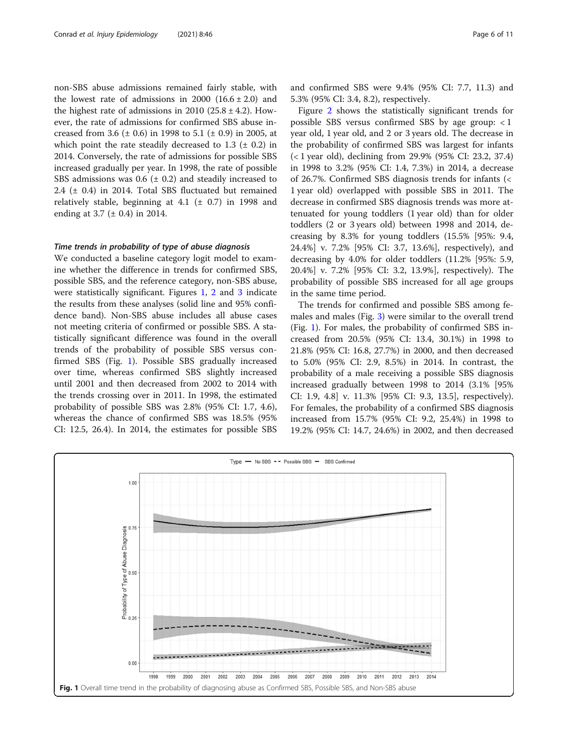non-SBS abuse admissions remained fairly stable, with the lowest rate of admissions in 2000 (16.6 ± 2.0) and the highest rate of admissions in 2010 (25.8 ± 4.2). However, the rate of admissions for confirmed SBS abuse increased from 3.6 (± 0.6) in 1998 to 5.1 (± 0.9) in 2005, at which point the rate steadily decreased to 1.3 (± 0.2) in 2014. Conversely, the rate of admissions for possible SBS increased gradually per year. In 1998, the rate of possible SBS admissions was 0.6 (± 0.2) and steadily increased to 2.4 (± 0.4) in 2014. Total SBS fluctuated but remained relatively stable, beginning at 4.1 (± 0.7) in 1998 and ending at 3.7 (± 0.4) in 2014.

### *Time trends in probability of type of abuse diagnosis*

We conducted a baseline category logit model to examine whether the difference in trends for confirmed SBS, possible SBS, and the reference category, non-SBS abuse, were statistically significant. Figures 1, 2 and 3 indicate the results from these analyses (solid line and 95% confidence band). Non-SBS abuse includes all abuse cases not meeting criteria of confirmed or possible SBS. A statistically significant difference was found in the overall trends of the probability of possible SBS versus confirmed SBS (Fig. 1). Possible SBS gradually increased over time, whereas confirmed SBS slightly increased until 2001 and then decreased from 2002 to 2014 with the trends crossing over in 2011. In 1998, the estimated probability of possible SBS was 2.8% (95% CI: 1.7, 4.6), whereas the chance of confirmed SBS was 18.5% (95% CI: 12.5, 26.4). In 2014, the estimates for possible SBS and confirmed SBS were 9.4% (95% CI: 7.7, 11.3) and 5.3% (95% CI: 3.4, 8.2), respectively.

Figure 2 shows the statistically significant trends for possible SBS versus confirmed SBS by age group: < 1 year old, 1 year old, and 2 or 3 years old. The decrease in the probability of confirmed SBS was largest for infants (< 1 year old), declining from 29.9% (95% CI: 23.2, 37.4) in 1998 to 3.2% (95% CI: 1.4, 7.3%) in 2014, a decrease of 26.7%. Confirmed SBS diagnosis trends for infants (< 1 year old) overlapped with possible SBS in 2011. The decrease in confirmed SBS diagnosis trends was more attenuated for young toddlers (1 year old) than for older toddlers (2 or 3 years old) between 1998 and 2014, decreasing by 8.3% for young toddlers (15.5% [95%: 9.4, 24.4%] v. 7.2% [95% CI: 3.7, 13.6%], respectively), and decreasing by 4.0% for older toddlers (11.2% [95%: 5.9, 20.4%] v. 7.2% [95% CI: 3.2, 13.9%], respectively). The probability of possible SBS increased for all age groups in the same time period.

The trends for confirmed and possible SBS among females and males (Fig. 3) were similar to the overall trend (Fig. 1). For males, the probability of confirmed SBS increased from 20.5% (95% CI: 13.4, 30.1%) in 1998 to 21.8% (95% CI: 16.8, 27.7%) in 2000, and then decreased to 5.0% (95% CI: 2.9, 8.5%) in 2014. In contrast, the probability of a male receiving a possible SBS diagnosis increased gradually between 1998 to 2014 (3.1% [95% CI: 1.9, 4.8] v. 11.3% [95% CI: 9.3, 13.5], respectively). For females, the probability of a confirmed SBS diagnosis increased from 15.7% (95% CI: 9.2, 25.4%) in 1998 to 19.2% (95% CI: 14.7, 24.6%) in 2002, and then decreased

**Fig. 1** Overall time trend in the probability of diagnosing abuse as Confirmed SBS, Possible SBS, and Non-SBS abuse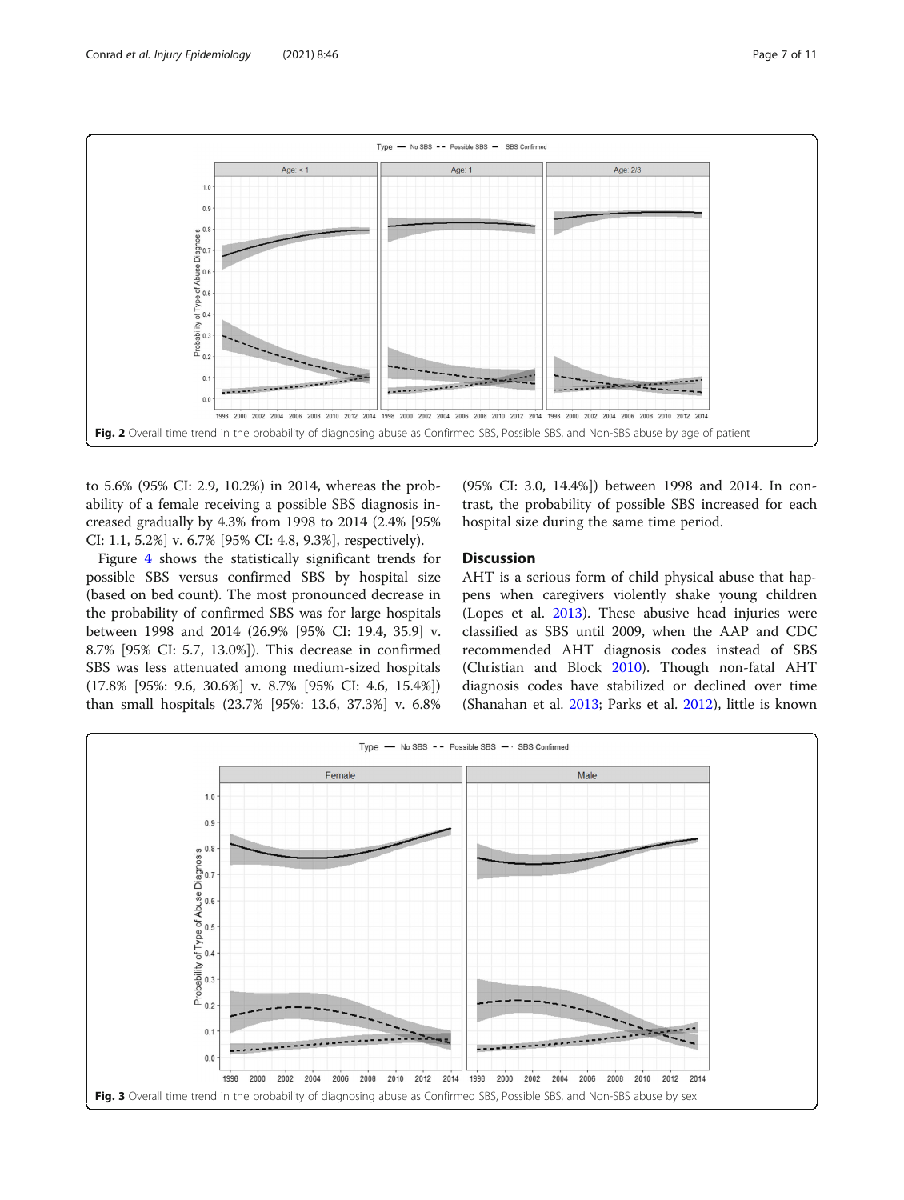Fig. 2 Overall time trend in the probability of diagnosing abuse as Confirmed SBS, Possible SBS, and Non-SBS abuse by age of patient

to 5.6% (95% CI: 2.9, 10.2%) in 2014, whereas the probability of a female receiving a possible SBS diagnosis increased gradually by 4.3% from 1998 to 2014 (2.4% [95% CI: 1.1, 5.2%] v. 6.7% [95% CI: 4.8, 9.3%], respectively).

Figure 4 shows the statistically significant trends for possible SBS versus confirmed SBS by hospital size (based on bed count). The most pronounced decrease in the probability of confirmed SBS was for large hospitals between 1998 and 2014 (26.9% [95% CI: 19.4, 35.9] v. 8.7% [95% CI: 5.7, 13.0%]). This decrease in confirmed SBS was less attenuated among medium-sized hospitals (17.8% [95%: 9.6, 30.6%] v. 8.7% [95% CI: 4.6, 15.4%]) than small hospitals (23.7% [95%: 13.6, 37.3%] v. 6.8% (95% CI: 3.0, 14.4%]) between 1998 and 2014. In contrast, the probability of possible SBS increased for each hospital size during the same time period.

## Discussion

AHT is a serious form of child physical abuse that happens when caregivers violently shake young children (Lopes et al. 2013). These abusive head injuries were classified as SBS until 2009, when the AAP and CDC recommended AHT diagnosis codes instead of SBS (Christian and Block 2010). Though non-fatal AHT diagnosis codes have stabilized or declined over time (Shanahan et al. 2013; Parks et al. 2012), little is known

Fig. 3 Overall time trend in the probability of diagnosing abuse as Confirmed SBS, Possible SBS, and Non-SBS abuse by sex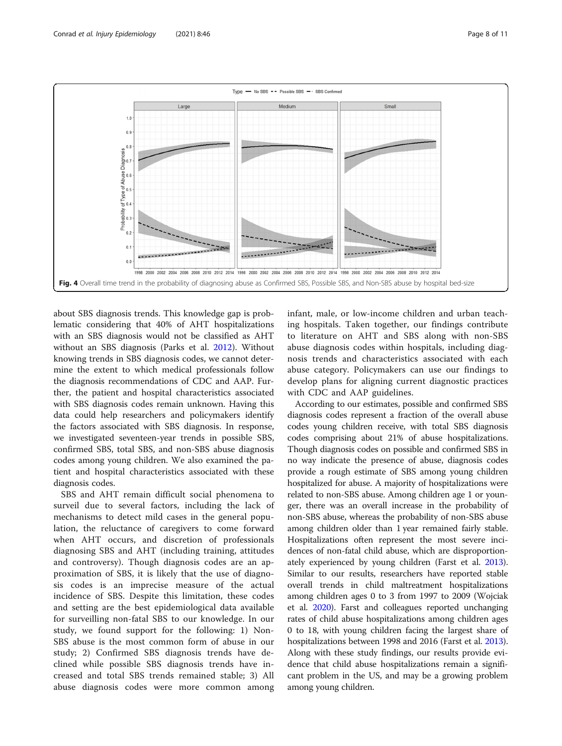Fig. 4 Overall time trend in the probability of diagnosing abuse as Confirmed SBS, Possible SBS, and Non-SBS abuse by hospital bed-size

about SBS diagnosis trends. This knowledge gap is problematic considering that 40% of AHT hospitalizations with an SBS diagnosis would not be classified as AHT without an SBS diagnosis (Parks et al. 2012). Without knowing trends in SBS diagnosis codes, we cannot determine the extent to which medical professionals follow the diagnosis recommendations of CDC and AAP. Further, the patient and hospital characteristics associated with SBS diagnosis codes remain unknown. Having this data could help researchers and policymakers identify the factors associated with SBS diagnosis. In response, we investigated seventeen-year trends in possible SBS, confirmed SBS, total SBS, and non-SBS abuse diagnosis codes among young children. We also examined the patient and hospital characteristics associated with these diagnosis codes.

SBS and AHT remain difficult social phenomena to surveil due to several factors, including the lack of mechanisms to detect mild cases in the general population, the reluctance of caregivers to come forward when AHT occurs, and discretion of professionals diagnosing SBS and AHT (including training, attitudes and controversy). Though diagnosis codes are an approximation of SBS, it is likely that the use of diagnosis codes is an imprecise measure of the actual incidence of SBS. Despite this limitation, these codes and setting are the best epidemiological data available for surveilling non-fatal SBS to our knowledge. In our study, we found support for the following: 1) Non-SBS abuse is the most common form of abuse in our study; 2) Confirmed SBS diagnosis trends have declined while possible SBS diagnosis trends have increased and total SBS trends remained stable; 3) All abuse diagnosis codes were more common among infant, male, or low-income children and urban teaching hospitals. Taken together, our findings contribute to literature on AHT and SBS along with non-SBS abuse diagnosis codes within hospitals, including diagnosis trends and characteristics associated with each abuse category. Policymakers can use our findings to develop plans for aligning current diagnostic practices with CDC and AAP guidelines.

According to our estimates, possible and confirmed SBS diagnosis codes represent a fraction of the overall abuse codes young children receive, with total SBS diagnosis codes comprising about 21% of abuse hospitalizations. Though diagnosis codes on possible and confirmed SBS in no way indicate the presence of abuse, diagnosis codes provide a rough estimate of SBS among young children hospitalized for abuse. A majority of hospitalizations were related to non-SBS abuse. Among children age 1 or younger, there was an overall increase in the probability of non-SBS abuse, whereas the probability of non-SBS abuse among children older than 1 year remained fairly stable. Hospitalizations often represent the most severe incidences of non-fatal child abuse, which are disproportionately experienced by young children (Farst et al. 2013). Similar to our results, researchers have reported stable overall trends in child maltreatment hospitalizations among children ages 0 to 3 from 1997 to 2009 (Wojciak et al. 2020). Farst and colleagues reported unchanging rates of child abuse hospitalizations among children ages 0 to 18, with young children facing the largest share of hospitalizations between 1998 and 2016 (Farst et al. 2013). Along with these study findings, our results provide evidence that child abuse hospitalizations remain a significant problem in the US, and may be a growing problem among young children.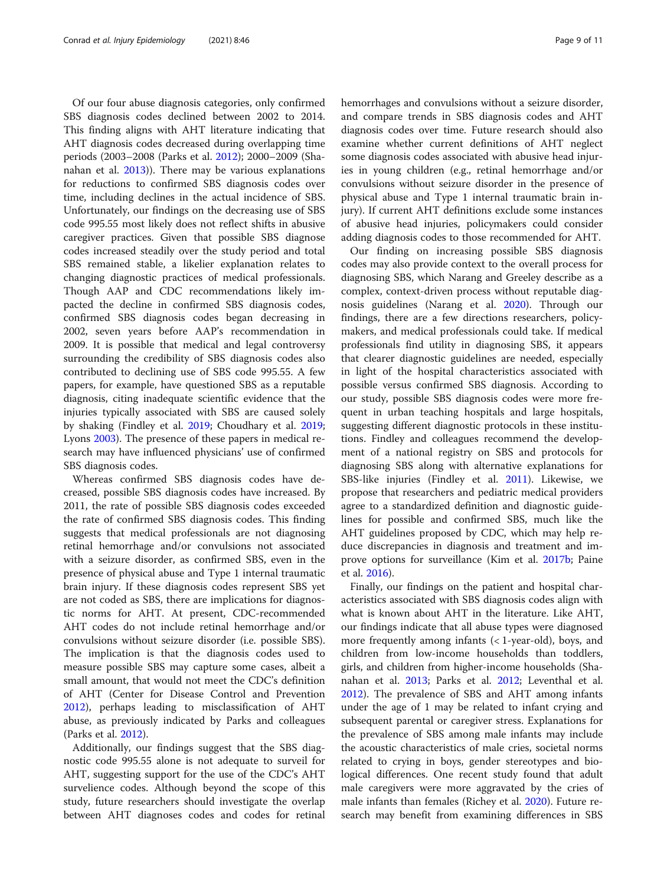Of our four abuse diagnosis categories, only confirmed SBS diagnosis codes declined between 2002 to 2014. This finding aligns with AHT literature indicating that AHT diagnosis codes decreased during overlapping time periods (2003–2008 (Parks et al. 2012); 2000–2009 (Shanahan et al. 2013)). There may be various explanations for reductions to confirmed SBS diagnosis codes over time, including declines in the actual incidence of SBS. Unfortunately, our findings on the decreasing use of SBS code 995.55 most likely does not reflect shifts in abusive caregiver practices. Given that possible SBS diagnose codes increased steadily over the study period and total SBS remained stable, a likelier explanation relates to changing diagnostic practices of medical professionals. Though AAP and CDC recommendations likely impacted the decline in confirmed SBS diagnosis codes, confirmed SBS diagnosis codes began decreasing in 2002, seven years before AAP's recommendation in 2009. It is possible that medical and legal controversy surrounding the credibility of SBS diagnosis codes also contributed to declining use of SBS code 995.55. A few papers, for example, have questioned SBS as a reputable diagnosis, citing inadequate scientific evidence that the injuries typically associated with SBS are caused solely by shaking (Findley et al. 2019; Choudhary et al. 2019; Lyons 2003). The presence of these papers in medical research may have influenced physicians' use of confirmed SBS diagnosis codes.

Whereas confirmed SBS diagnosis codes have decreased, possible SBS diagnosis codes have increased. By 2011, the rate of possible SBS diagnosis codes exceeded the rate of confirmed SBS diagnosis codes. This finding suggests that medical professionals are not diagnosing retinal hemorrhage and/or convulsions not associated with a seizure disorder, as confirmed SBS, even in the presence of physical abuse and Type 1 internal traumatic brain injury. If these diagnosis codes represent SBS yet are not coded as SBS, there are implications for diagnostic norms for AHT. At present, CDC-recommended AHT codes do not include retinal hemorrhage and/or convulsions without seizure disorder (i.e. possible SBS). The implication is that the diagnosis codes used to measure possible SBS may capture some cases, albeit a small amount, that would not meet the CDC's definition of AHT (Center for Disease Control and Prevention 2012), perhaps leading to misclassification of AHT abuse, as previously indicated by Parks and colleagues (Parks et al. 2012).

Additionally, our findings suggest that the SBS diagnostic code 995.55 alone is not adequate to surveil for AHT, suggesting support for the use of the CDC's AHT survelience codes. Although beyond the scope of this study, future researchers should investigate the overlap between AHT diagnoses codes and codes for retinal hemorrhages and convulsions without a seizure disorder, and compare trends in SBS diagnosis codes and AHT diagnosis codes over time. Future research should also examine whether current definitions of AHT neglect some diagnosis codes associated with abusive head injuries in young children (e.g., retinal hemorrhage and/or convulsions without seizure disorder in the presence of physical abuse and Type 1 internal traumatic brain injury). If current AHT definitions exclude some instances of abusive head injuries, policymakers could consider adding diagnosis codes to those recommended for AHT.

Our finding on increasing possible SBS diagnosis codes may also provide context to the overall process for diagnosing SBS, which Narang and Greeley describe as a complex, context-driven process without reputable diagnosis guidelines (Narang et al. 2020). Through our findings, there are a few directions researchers, policymakers, and medical professionals could take. If medical professionals find utility in diagnosing SBS, it appears that clearer diagnostic guidelines are needed, especially in light of the hospital characteristics associated with possible versus confirmed SBS diagnosis. According to our study, possible SBS diagnosis codes were more frequent in urban teaching hospitals and large hospitals, suggesting different diagnostic protocols in these institutions. Findley and colleagues recommend the development of a national registry on SBS and protocols for diagnosing SBS along with alternative explanations for SBS-like injuries (Findley et al. 2011). Likewise, we propose that researchers and pediatric medical providers agree to a standardized definition and diagnostic guidelines for possible and confirmed SBS, much like the AHT guidelines proposed by CDC, which may help reduce discrepancies in diagnosis and treatment and improve options for surveillance (Kim et al. 2017b; Paine et al. 2016).

Finally, our findings on the patient and hospital characteristics associated with SBS diagnosis codes align with what is known about AHT in the literature. Like AHT, our findings indicate that all abuse types were diagnosed more frequently among infants (< 1-year-old), boys, and children from low-income households than toddlers, girls, and children from higher-income households (Shanahan et al. 2013; Parks et al. 2012; Leventhal et al. 2012). The prevalence of SBS and AHT among infants under the age of 1 may be related to infant crying and subsequent parental or caregiver stress. Explanations for the prevalence of SBS among male infants may include the acoustic characteristics of male cries, societal norms related to crying in boys, gender stereotypes and biological differences. One recent study found that adult male caregivers were more aggravated by the cries of male infants than females (Richey et al. 2020). Future research may benefit from examining differences in SBS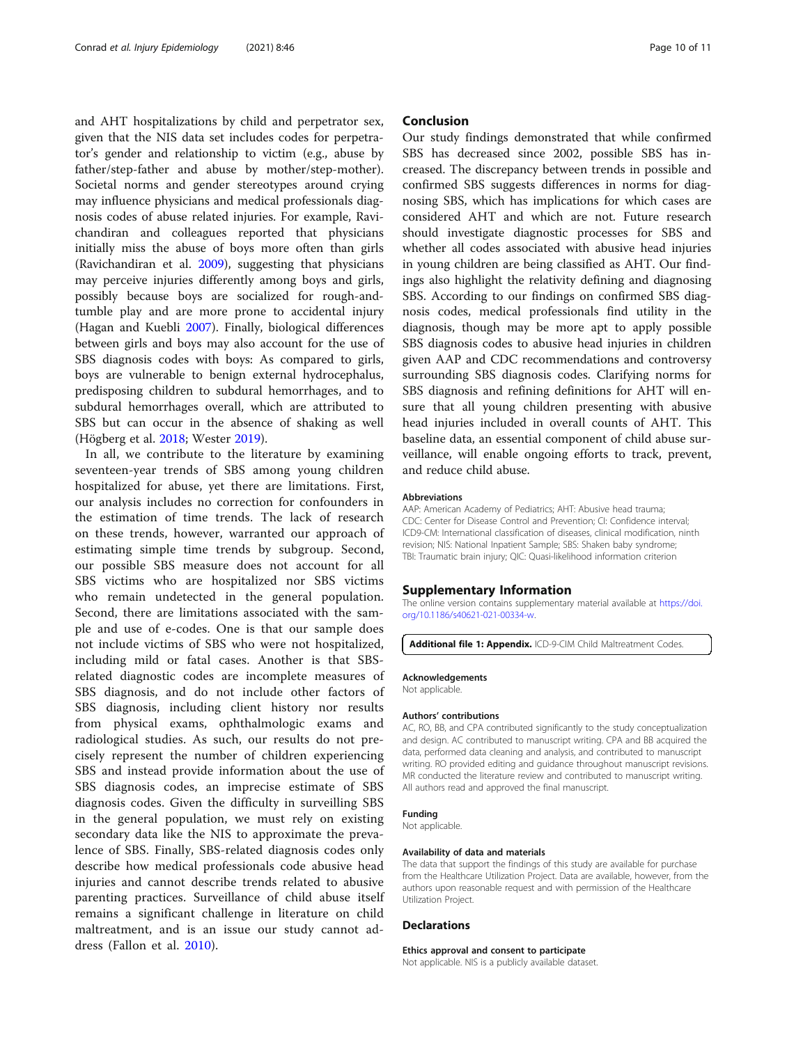and AHT hospitalizations by child and perpetrator sex, given that the NIS data set includes codes for perpetrator's gender and relationship to victim (e.g., abuse by father/step-father and abuse by mother/step-mother). Societal norms and gender stereotypes around crying may influence physicians and medical professionals diagnosis codes of abuse related injuries. For example, Ravichandiran and colleagues reported that physicians initially miss the abuse of boys more often than girls (Ravichandiran et al. 2009), suggesting that physicians may perceive injuries differently among boys and girls, possibly because boys are socialized for rough-and-tumble play and are more prone to accidental injury (Hagan and Kuebli 2007). Finally, biological differences between girls and boys may also account for the use of SBS diagnosis codes with boys: As compared to girls, boys are vulnerable to benign external hydrocephalus, predisposing children to subdural hemorrhages, and to subdural hemorrhages overall, which are attributed to SBS but can occur in the absence of shaking as well (Högberg et al. 2018; Wester 2019).

In all, we contribute to the literature by examining seventeen-year trends of SBS among young children hospitalized for abuse, yet there are limitations. First, our analysis includes no correction for confounders in the estimation of time trends. The lack of research on these trends, however, warranted our approach of estimating simple time trends by subgroup. Second, our possible SBS measure does not account for all SBS victims who are hospitalized nor SBS victims who remain undetected in the general population. Second, there are limitations associated with the sample and use of e-codes. One is that our sample does not include victims of SBS who were not hospitalized, including mild or fatal cases. Another is that SBS-related diagnostic codes are incomplete measures of SBS diagnosis, and do not include other factors of SBS diagnosis, including client history nor results from physical exams, ophthalmologic exams and radiological studies. As such, our results do not precisely represent the number of children experiencing SBS and instead provide information about the use of SBS diagnosis codes, an imprecise estimate of SBS diagnosis codes. Given the difficulty in surveilling SBS in the general population, we must rely on existing secondary data like the NIS to approximate the prevalence of SBS. Finally, SBS-related diagnosis codes only describe how medical professionals code abusive head injuries and cannot describe trends related to abusive parenting practices. Surveillance of child abuse itself remains a significant challenge in literature on child maltreatment, and is an issue our study cannot address (Fallon et al. 2010).

## Conclusion

Our study findings demonstrated that while confirmed SBS has decreased since 2002, possible SBS has increased. The discrepancy between trends in possible and confirmed SBS suggests differences in norms for diagnosing SBS, which has implications for which cases are considered AHT and which are not. Future research should investigate diagnostic processes for SBS and whether all codes associated with abusive head injuries in young children are being classified as AHT. Our findings also highlight the relativity defining and diagnosing SBS. According to our findings on confirmed SBS diagnosis codes, medical professionals find utility in the diagnosis, though may be more apt to apply possible SBS diagnosis codes to abusive head injuries in children given AAP and CDC recommendations and controversy surrounding SBS diagnosis codes. Clarifying norms for SBS diagnosis and refining definitions for AHT will ensure that all young children presenting with abusive head injuries included in overall counts of AHT. This baseline data, an essential component of child abuse surveillance, will enable ongoing efforts to track, prevent, and reduce child abuse.

#### Abbreviations

AAP: American Academy of Pediatrics; AHT: Abusive head trauma; CDC: Center for Disease Control and Prevention; CI: Confidence interval; ICD9-CM: International classification of diseases, clinical modification, ninth revision; NIS: National Inpatient Sample; SBS: Shaken baby syndrome; TBI: Traumatic brain injury; QIC: Quasi-likelihood information criterion

## Supplementary Information

The online version contains supplementary material available at https://doi.org/10.1186/s40621-021-00334-w.

**Additional file 1: Appendix.** ICD-9-CIM Child Maltreatment Codes.

#### Acknowledgements

Not applicable.

#### Authors' contributions

AC, RO, BB, and CPA contributed significantly to the study conceptualization and design. AC contributed to manuscript writing. CPA and BB acquired the data, performed data cleaning and analysis, and contributed to manuscript writing. RO provided editing and guidance throughout manuscript revisions. MR conducted the literature review and contributed to manuscript writing. All authors read and approved the final manuscript.

#### Funding

Not applicable.

#### Availability of data and materials

The data that support the findings of this study are available for purchase from the Healthcare Utilization Project. Data are available, however, from the authors upon reasonable request and with permission of the Healthcare Utilization Project.

## Declarations

#### Ethics approval and consent to participate

Not applicable. NIS is a publicly available dataset.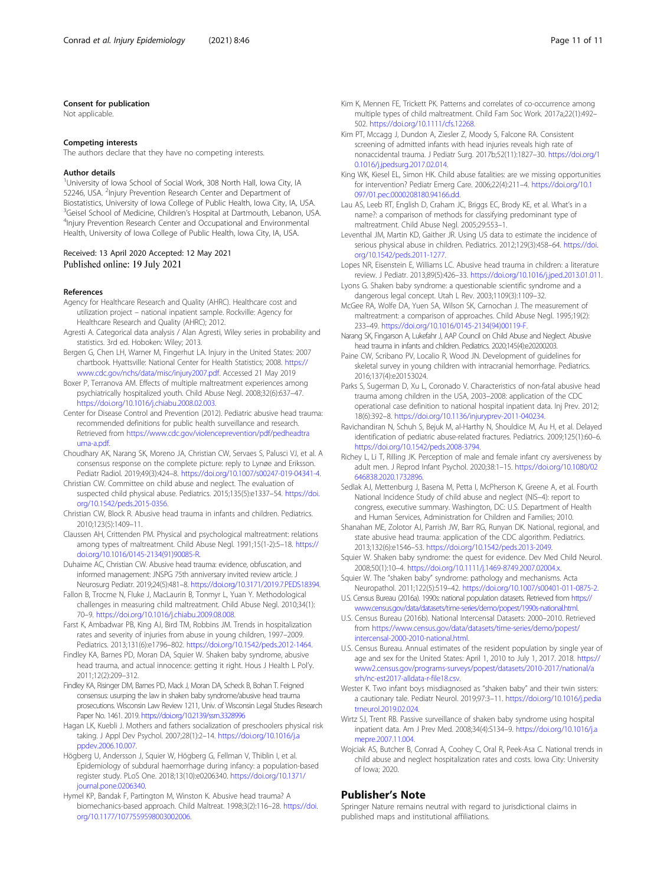### Consent for publication

Not applicable.

### Competing interests

The authors declare that they have no competing interests.

### Author details

[1]University of Iowa School of Social Work, 308 North Hall, Iowa City, IA 52246, USA. [2]Injury Prevention Research Center and Department of Biostatistics, University of Iowa College of Public Health, Iowa City, IA, USA. [3]Geisel School of Medicine, Children's Hospital at Dartmouth, Lebanon, USA. [4]Injury Prevention Research Center and Occupational and Environmental Health, University of Iowa College of Public Health, Iowa City, IA, USA.

Received: 13 April 2020 Accepted: 12 May 2021
Published online: 19 July 2021

### References

Agency for Healthcare Research and Quality (AHRC). Healthcare cost and utilization project – national inpatient sample. Rockville: Agency for Healthcare Research and Quality (AHRC); 2012.

Agresti A. Categorical data analysis / Alan Agresti, Wiley series in probability and statistics. 3rd ed. Hoboken: Wiley; 2013.

Bergen G, Chen LH, Warner M, Fingerhut LA. Injury in the United States: 2007 chartbook. Hyattsville: National Center for Health Statistics; 2008. https://www.cdc.gov/nchs/data/misc/injury2007.pdf. Accessed 21 May 2019

Boxer P, Terranova AM. Effects of multiple maltreatment experiences among psychiatrically hospitalized youth. Child Abuse Negl. 2008;32(6):637–47. https://doi.org/10.1016/j.chiabu.2008.02.003.

Center for Disease Control and Prevention (2012). Pediatric abusive head trauma: recommended definitions for public health surveillance and research. Retrieved from https://www.cdc.gov/violenceprevention/pdf/pedheadtrauma-a.pdf.

Choudhary AK, Narang SK, Moreno JA, Christian CW, Servaes S, Palusci VJ, et al. A consensus response on the complete picture: reply to Lynøe and Eriksson. Pediatr Radiol. 2019;49(3):424–8. https://doi.org/10.1007/s00247-019-04341-4.

Christian CW. Committee on child abuse and neglect. The evaluation of suspected child physical abuse. Pediatrics. 2015;135(5):e1337–54. https://doi.org/10.1542/peds.2015-0356.

Christian CW, Block R. Abusive head trauma in infants and children. Pediatrics. 2010;123(5):1409–11.

Claussen AH, Crittenden PM. Physical and psychological maltreatment: relations among types of maltreatment. Child Abuse Negl. 1991;15(1-2):5–18. https://doi.org/10.1016/0145-2134(91)90085-R.

Duhaime AC, Christian CW. Abusive head trauma: evidence, obfuscation, and informed management: JNSPG 75th anniversary invited review article. J Neurosurg Pediatr. 2019;24(5):481–8. https://doi.org/10.3171/2019.7.PEDS18394.

Fallon B, Trocme N, Fluke J, MacLaurin B, Tonmyr L, Yuan Y. Methodological challenges in measuring child maltreatment. Child Abuse Negl. 2010;34(1):70–9. https://doi.org/10.1016/j.chiabu.2009.08.008.

Farst K, Ambadwar PB, King AJ, Bird TM, Robbins JM. Trends in hospitalization rates and severity of injuries from abuse in young children, 1997–2009. Pediatrics. 2013;131(6):e1796–802. https://doi.org/10.1542/peds.2012-1464.

Findley KA, Barnes PD, Moran DA, Squier W. Shaken baby syndrome, abusive head trauma, and actual innocence: getting it right. Hous J Health L Pol'y. 2011;12(2):209–312.

Findley KA, Risinger DM, Barnes PD, Mack J, Moran DA, Scheck B, Bohan T. Feigned consensus: usurping the law in shaken baby syndrome/abusive head trauma prosecutions. Wisconsin Law Review 1211, Univ. of Wisconsin Legal Studies Research Paper No. 1461. 2019. https://doi.org/10.2139/ssrn.3328996

Hagan LK, Kuebli J. Mothers and fathers socialization of preschoolers physical risk taking. J Appl Dev Psychol. 2007;28(1):2–14. https://doi.org/10.1016/j.appdev.2006.10.007.

Högberg U, Andersson J, Squier W, Högberg G, Fellman V, Thiblin I, et al. Epidemiology of subdural haemorrhage during infancy: a population-based register study. PLoS One. 2018;13(10):e0206340. https://doi.org/10.1371/journal.pone.0206340.

Hymel KP, Bandak F, Partington M, Winston K. Abusive head trauma? A biomechanics-based approach. Child Maltreat. 1998;3(2):116–28. https://doi.org/10.1177/1077559598003002006.

Kim K, Mennen FE, Trickett PK. Patterns and correlates of co-occurrence among multiple types of child maltreatment. Child Fam Soc Work. 2017a;22(1):492–502. https://doi.org/10.1111/cfs.12268.

Kim PT, Mccagg J, Dundon A, Ziesler Z, Moody S, Falcone RA. Consistent screening of admitted infants with head injuries reveals high rate of nonaccidental trauma. J Pediatr Surg. 2017b;52(11):1827–30. https://doi.org/10.1016/j.jpedsurg.2017.02.014.

King WK, Kiesel EL, Simon HK. Child abuse fatalities: are we missing opportunities for intervention? Pediatr Emerg Care. 2006;22(4):211–4. https://doi.org/10.1097/01.pec.0000208180.94166.dd.

Lau AS, Leeb RT, English D, Craham JC, Briggs EC, Brody KE, et al. What's in a name?: a comparison of methods for classifying predominant type of maltreatment. Child Abuse Negl. 2005;29:553–1.

Leventhal JM, Martin KD, Gaither JR. Using US data to estimate the incidence of serious physical abuse in children. Pediatrics. 2012;129(3):458–64. https://doi.org/10.1542/peds.2011-1277.

Lopes NR, Eisenstein E, Williams LC. Abusive head trauma in children: a literature review. J Pediatr. 2013;89(5):426–33. https://doi.org/10.1016/j.jped.2013.01.011.

Lyons G. Shaken baby syndrome: a questionable scientific syndrome and a dangerous legal concept. Utah L Rev. 2003;1109(3):1109–32.

McGee RA, Wolfe DA, Yuen SA, Wilson SK, Carnochan J. The measurement of maltreatment: a comparison of approaches. Child Abuse Negl. 1995;19(2):233–49. https://doi.org/10.1016/0145-2134(94)00119-F.

Narang SK, Fingarson A, Lukefahr J, AAP Council on Child Abuse and Neglect. Abusive head trauma in infants and children. Pediatrics. 2020;145(4):e20200203.

Paine CW, Scribano PV, Localio R, Wood JN. Development of guidelines for skeletal survey in young children with intracranial hemorrhage. Pediatrics. 2016;137(4):e20153024.

Parks S, Sugerman D, Xu L, Coronado V. Characteristics of non-fatal abusive head trauma among children in the USA, 2003–2008: application of the CDC operational case definition to national hospital inpatient data. Inj Prev. 2012;18(6):392–8. https://doi.org/10.1136/injuryprev-2011-040234.

Ravichandiran N, Schuh S, Bejuk M, al-Harthy N, Shouldice M, Au H, et al. Delayed identification of pediatric abuse-related fractures. Pediatrics. 2009;125(1):60–6. https://doi.org/10.1542/peds.2008-3794.

Richey L, Li T, Rilling JK. Perception of male and female infant cry aversiveness by adult men. J Reprod Infant Psychol. 2020;38:1–15. https://doi.org/10.1080/02646838.2020.1732896.

Sedlak AJ, Mettenburg J, Basena M, Petta I, McPherson K, Greene A, et al. Fourth National Incidence Study of child abuse and neglect (NIS–4): report to congress, executive summary. Washington, DC: U.S. Department of Health and Human Services, Administration for Children and Families; 2010.

Shanahan ME, Zolotor AJ, Parrish JW, Barr RG, Runyan DK. National, regional, and state abusive head trauma: application of the CDC algorithm. Pediatrics. 2013;132(6):e1546–53. https://doi.org/10.1542/peds.2013-2049.

Squier W. Shaken baby syndrome: the quest for evidence. Dev Med Child Neurol. 2008;50(1):10–4. https://doi.org/10.1111/j.1469-8749.2007.02004.x.

Squier W. The "shaken baby" syndrome: pathology and mechanisms. Acta Neuropathol. 2011;122(5):519–42. https://doi.org/10.1007/s00401-011-0875-2.

U.S. Census Bureau (2016a). 1990s: national population datasets. Retrieved from https://www.census.gov/data/datasets/time-series/demo/popest/1990s-national.html.

U.S. Census Bureau (2016b). National Intercensal Datasets: 2000–2010. Retrieved from https://www.census.gov/data/datasets/time-series/demo/popest/intercensal-2000-2010-national.html.

U.S. Census Bureau. Annual estimates of the resident population by single year of age and sex for the United States: April 1, 2010 to July 1, 2017. 2018. https://www2.census.gov/programs-surveys/popest/datasets/2010-2017/national/asrh/nc-est2017-alldata-r-file18.csv.

Wester K. Two infant boys misdiagnosed as "shaken baby" and their twin sisters: a cautionary tale. Pediatr Neurol. 2019;97:3–11. https://doi.org/10.1016/j.pediatrneurol.2019.02.024.

Wirtz SJ, Trent RB. Passive surveillance of shaken baby syndrome using hospital inpatient data. Am J Prev Med. 2008;34(4):S134–9. https://doi.org/10.1016/j.amepre.2007.11.004.

Wojciak AS, Butcher B, Conrad A, Coohey C, Oral R, Peek-Asa C. National trends in child abuse and neglect hospitalization rates and costs. Iowa City: University of Iowa; 2020.

## Publisher's Note

Springer Nature remains neutral with regard to jurisdictional claims in published maps and institutional affiliations.